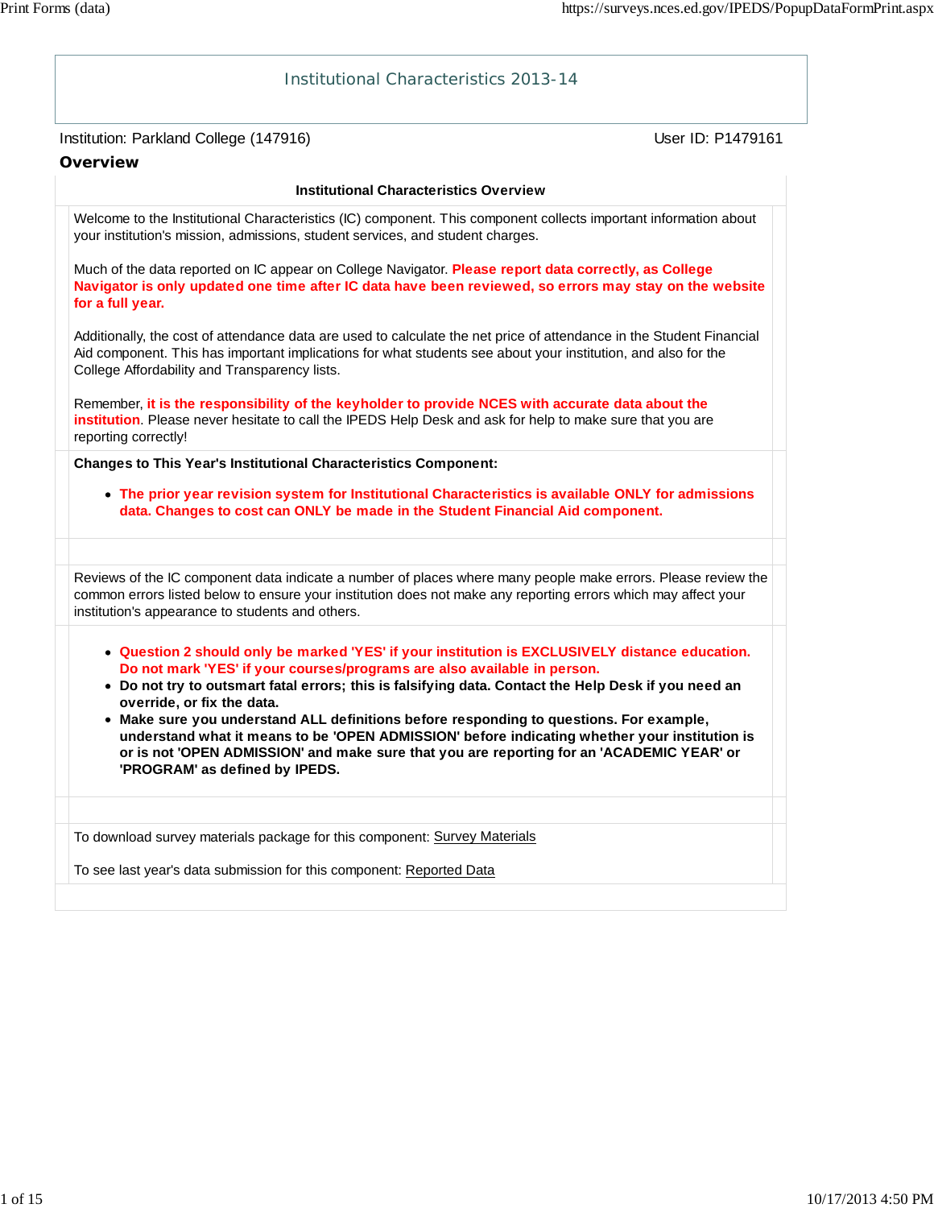# Institutional Characteristics 2013-14

Institution: Parkland College (147916)

User ID: P1479161

## Overview

**Institutional Characteristics Overview**

Welcome to the Institutional Characteristics (IC) component. This component collects important information about your institution's mission, admissions, student services, and student charges.

Much of the data reported on IC appear on College Navigator. **Please report data correctly, as College Navigator is only updated one time after IC data have been reviewed, so errors may stay on the website for a full year.**

Additionally, the cost of attendance data are used to calculate the net price of attendance in the Student Financial Aid component. This has important implications for what students see about your institution, and also for the College Affordability and Transparency lists.

Remember, **it is the responsibility of the keyholder to provide NCES with accurate data about the institution**. Please never hesitate to call the IPEDS Help Desk and ask for help to make sure that you are reporting correctly!

**Changes to This Year's Institutional Characteristics Component:**

- **The prior year revision system for Institutional Characteristics is available ONLY for admissions data. Changes to cost can ONLY be made in the Student Financial Aid component.**

Reviews of the IC component data indicate a number of places where many people make errors. Please review the common errors listed below to ensure your institution does not make any reporting errors which may affect your institution's appearance to students and others.

- **Question 2 should only be marked 'YES' if your institution is EXCLUSIVELY distance education. Do not mark 'YES' if your courses/programs are also available in person.**
- **Do not try to outsmart fatal errors; this is falsifying data. Contact the Help Desk if you need an override, or fix the data.**
- **Make sure you understand ALL definitions before responding to questions. For example, understand what it means to be 'OPEN ADMISSION' before indicating whether your institution is or is not 'OPEN ADMISSION' and make sure that you are reporting for an 'ACADEMIC YEAR' or 'PROGRAM' as defined by IPEDS.**

To download survey materials package for this component: Survey Materials

To see last year's data submission for this component: Reported Data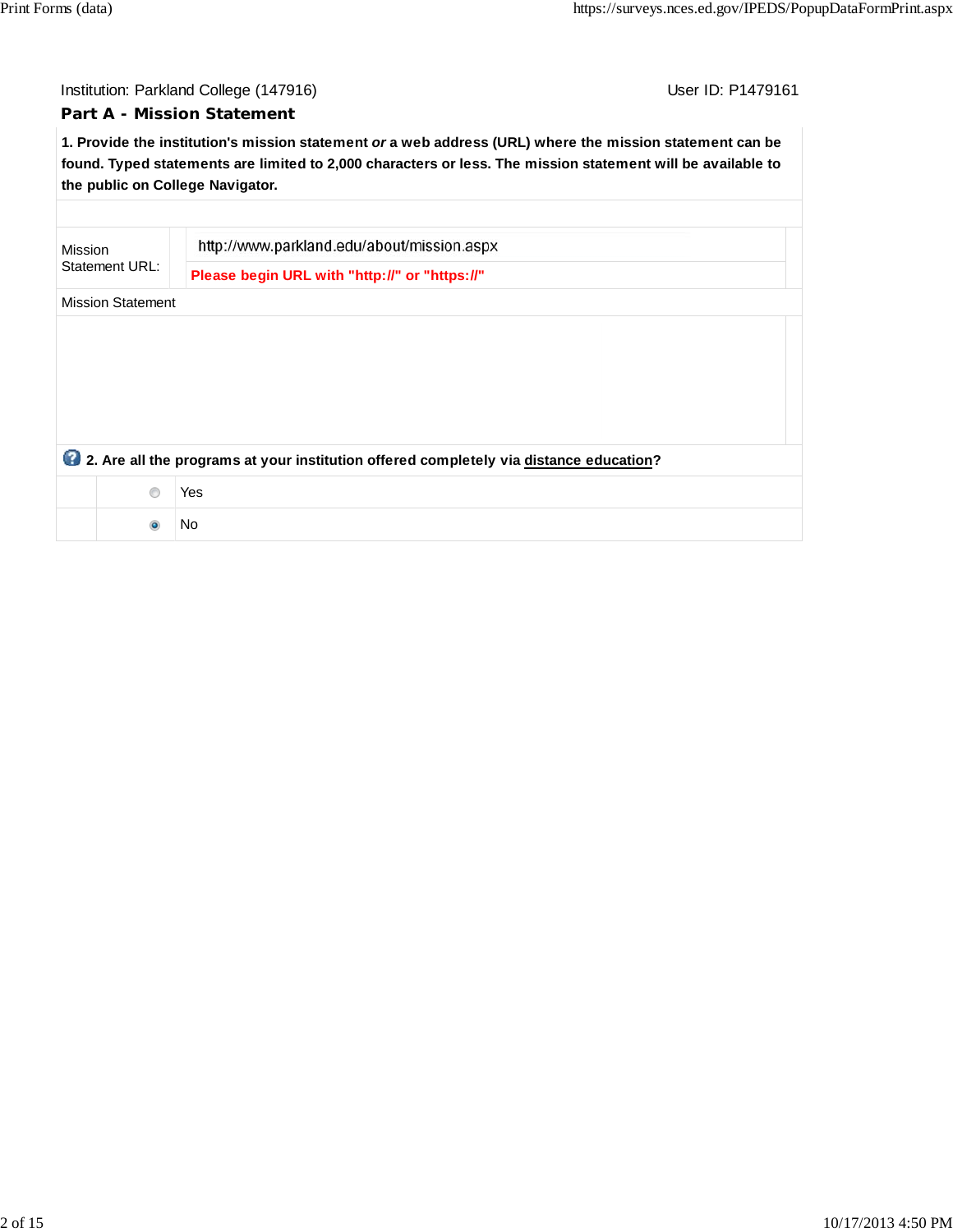Institution: Parkland College (147916) User ID: P1479161

## Part A - Mission Statement

**1. Provide the institution's mission statement *or* a web address (URL) where the mission statement can be found. Typed statements are limited to 2,000 characters or less. The mission statement will be available to the public on College Navigator.**

| | |
|---|---|
| Mission Statement URL: | http://www.parkland.edu/about/mission.aspx |
| | **Please begin URL with "http://" or "https://"** |

Mission Statement

**2. Are all the programs at your institution offered completely via distance education?**

| | |
|---|---|
| ○ | Yes |
| ● | No |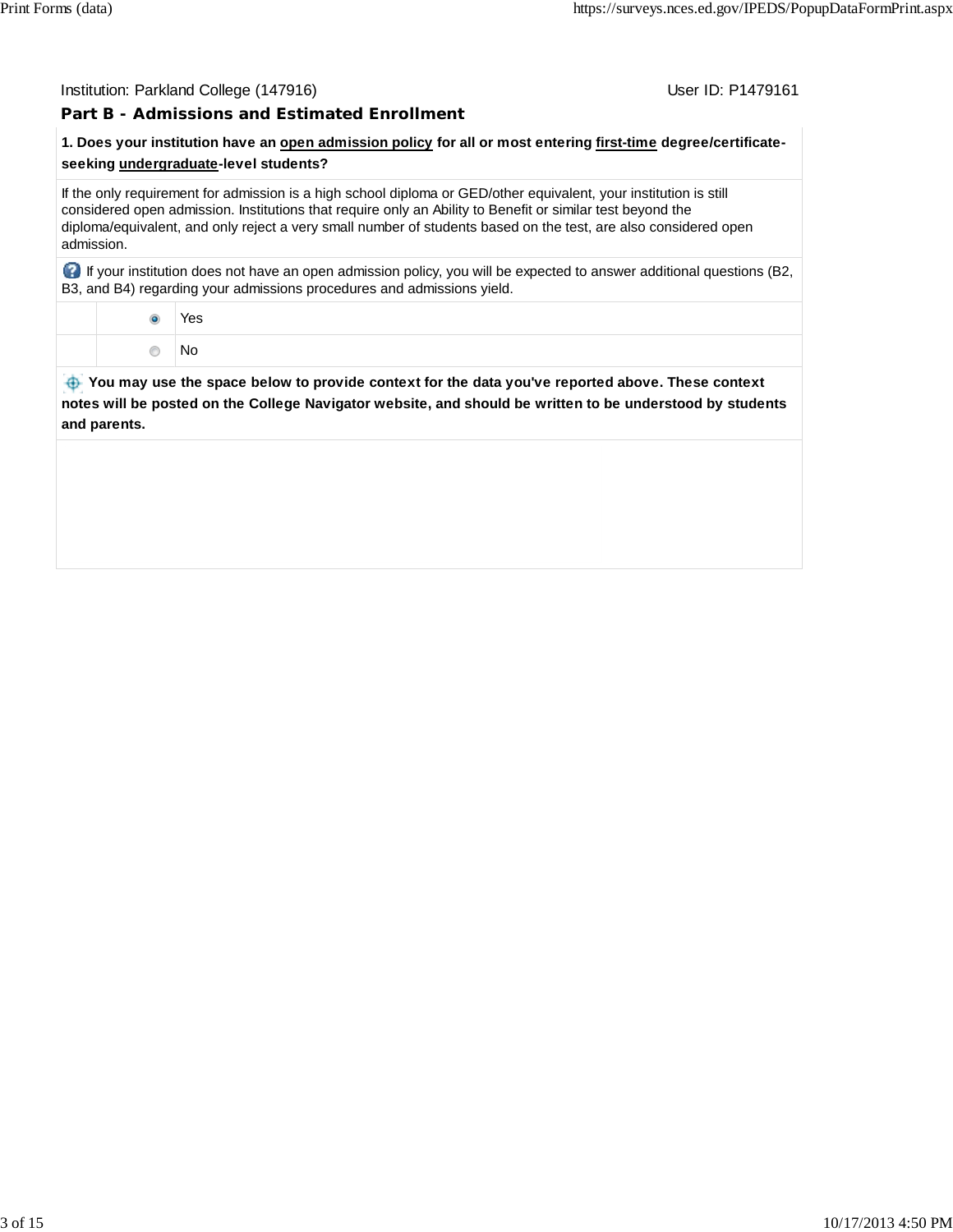Institution: Parkland College (147916) User ID: P1479161

## Part B - Admissions and Estimated Enrollment

**1. Does your institution have an open admission policy for all or most entering first-time degree/certificate-seeking undergraduate-level students?**

If the only requirement for admission is a high school diploma or GED/other equivalent, your institution is still considered open admission. Institutions that require only an Ability to Benefit or similar test beyond the diploma/equivalent, and only reject a very small number of students based on the test, are also considered open admission.

If your institution does not have an open admission policy, you will be expected to answer additional questions (B2, B3, and B4) regarding your admissions procedures and admissions yield.

| | | |
|---|---|---|
| | (●) | Yes |
| | ( ) | No |

**You may use the space below to provide context for the data you've reported above. These context notes will be posted on the College Navigator website, and should be written to be understood by students and parents.**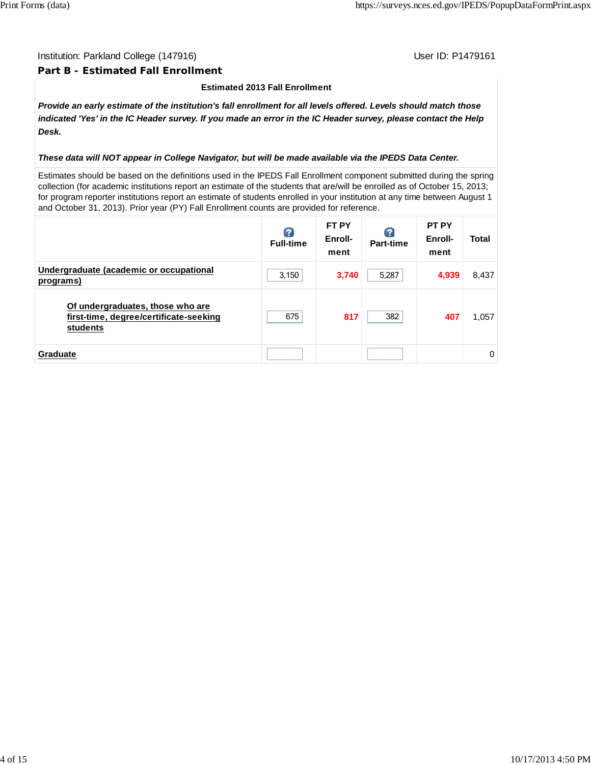Institution: Parkland College (147916) User ID: P1479161

## Part B - Estimated Fall Enrollment

**Estimated 2013 Fall Enrollment**

***Provide an early estimate of the institution's fall enrollment for all levels offered. Levels should match those indicated 'Yes' in the IC Header survey. If you made an error in the IC Header survey, please contact the Help Desk.***

***These data will NOT appear in College Navigator, but will be made available via the IPEDS Data Center.***

Estimates should be based on the definitions used in the IPEDS Fall Enrollment component submitted during the spring collection (for academic institutions report an estimate of the students that are/will be enrolled as of October 15, 2013; for program reporter institutions report an estimate of students enrolled in your institution at any time between August 1 and October 31, 2013). Prior year (PY) Fall Enrollment counts are provided for reference.

| | Full-time | FT PY Enroll-ment | Part-time | PT PY Enroll-ment | Total |
|---|---|---|---|---|---|
| Undergraduate (academic or occupational programs) | 3,150 | 3,740 | 5,287 | 4,939 | 8,437 |
| Of undergraduates, those who are first-time, degree/certificate-seeking students | 675 | 817 | 382 | 407 | 1,057 |
| Graduate | | | | | 0 |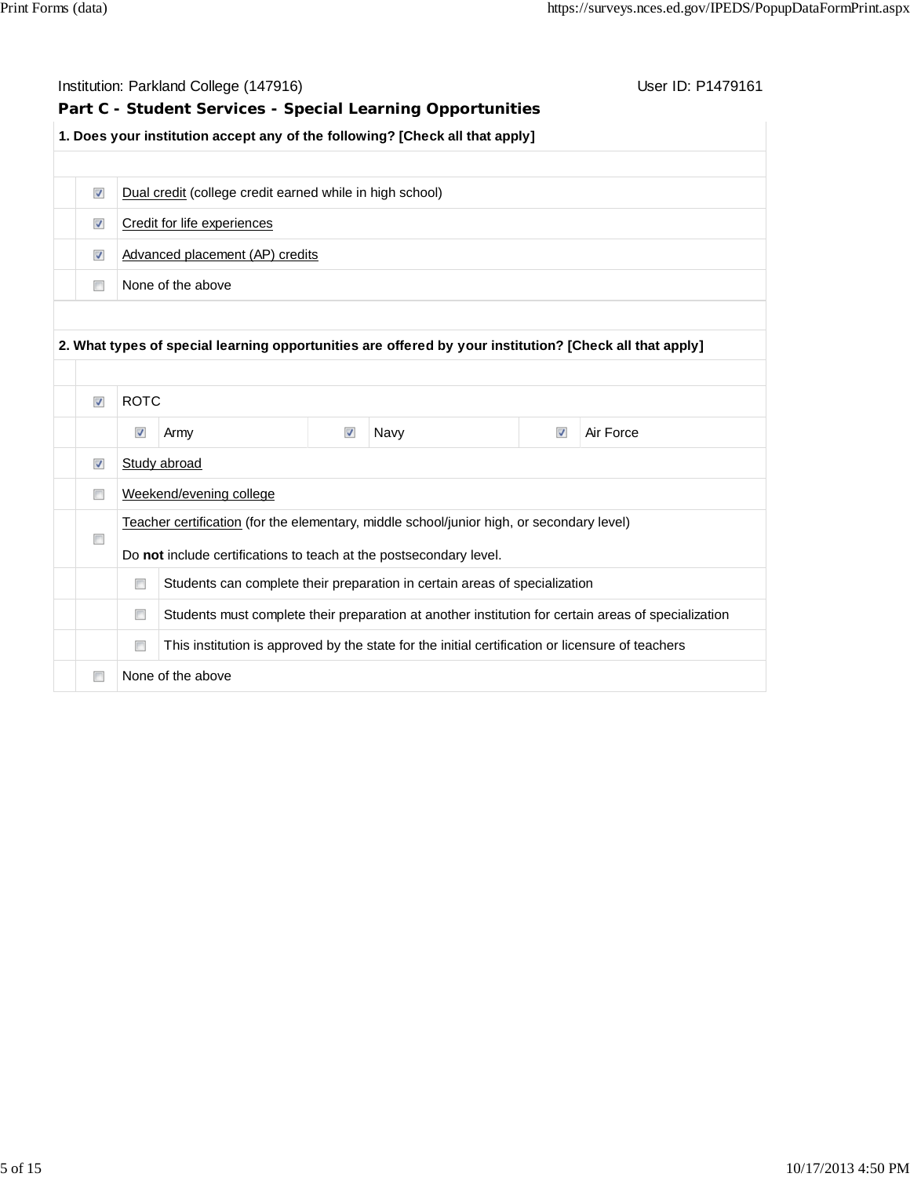Institution: Parkland College (147916) User ID: P1479161

## Part C - Student Services - Special Learning Opportunities

**1. Does your institution accept any of the following? [Check all that apply]**

- [x] Dual credit (college credit earned while in high school)
- [x] Credit for life experiences
- [x] Advanced placement (AP) credits
- [ ] None of the above

**2. What types of special learning opportunities are offered by your institution? [Check all that apply]**

- [x] ROTC
  - [x] Army
  - [x] Navy
  - [x] Air Force
- [x] Study abroad
- [ ] Weekend/evening college
- [ ] Teacher certification (for the elementary, middle school/junior high, or secondary level)

  Do **not** include certifications to teach at the postsecondary level.
  - [ ] Students can complete their preparation in certain areas of specialization
  - [ ] Students must complete their preparation at another institution for certain areas of specialization
  - [ ] This institution is approved by the state for the initial certification or licensure of teachers
- [ ] None of the above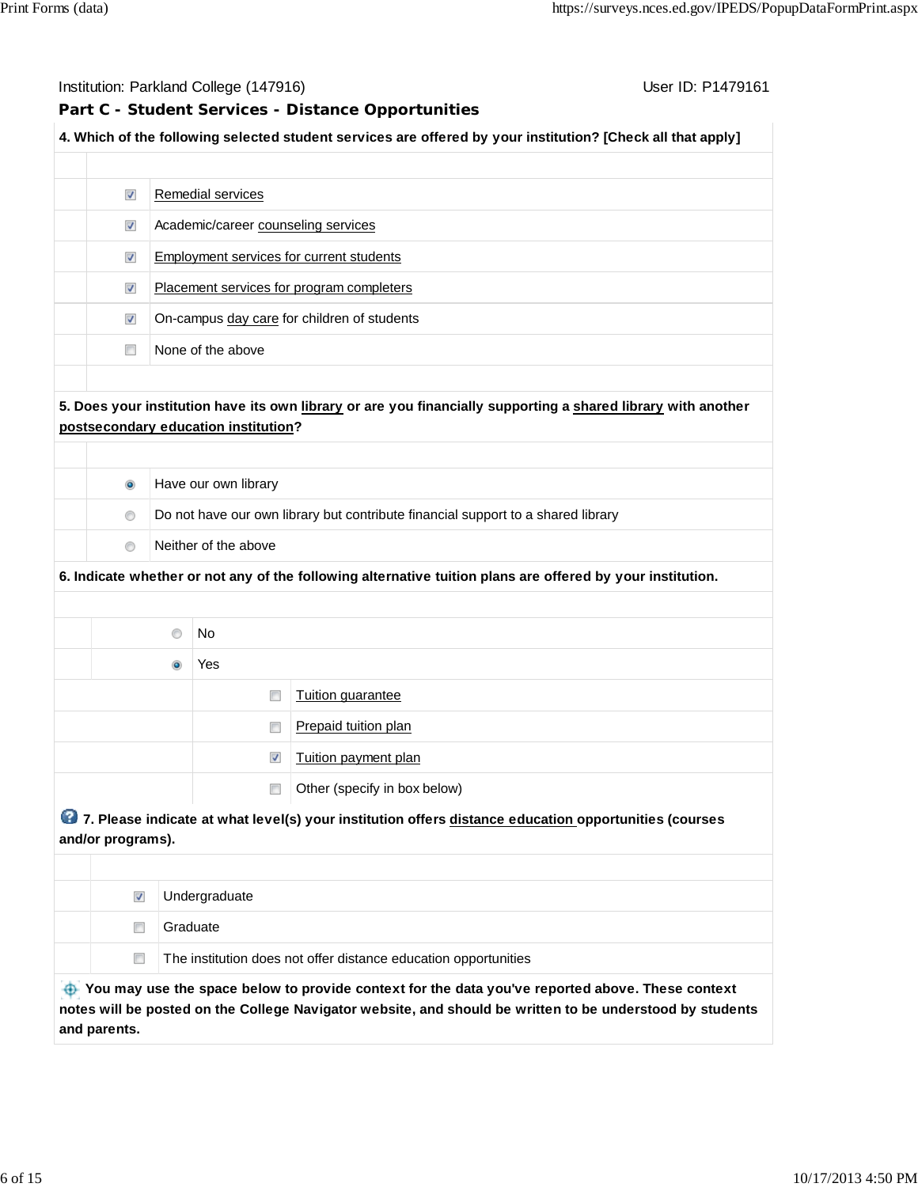Institution: Parkland College (147916) User ID: P1479161

## Part C - Student Services - Distance Opportunities

**4. Which of the following selected student services are offered by your institution? [Check all that apply]**

- [x] Remedial services
- [x] Academic/career counseling services
- [x] Employment services for current students
- [x] Placement services for program completers
- [x] On-campus day care for children of students
- [ ] None of the above

**5. Does your institution have its own library or are you financially supporting a shared library with another postsecondary education institution?**

- (•) Have our own library
- ( ) Do not have our own library but contribute financial support to a shared library
- ( ) Neither of the above

**6. Indicate whether or not any of the following alternative tuition plans are offered by your institution.**

- ( ) No
- (•) Yes
  - [ ] Tuition guarantee
  - [ ] Prepaid tuition plan
  - [x] Tuition payment plan
  - [ ] Other (specify in box below)

**7. Please indicate at what level(s) your institution offers distance education opportunities (courses and/or programs).**

- [x] Undergraduate
- [ ] Graduate
- [ ] The institution does not offer distance education opportunities

**You may use the space below to provide context for the data you've reported above. These context notes will be posted on the College Navigator website, and should be written to be understood by students and parents.**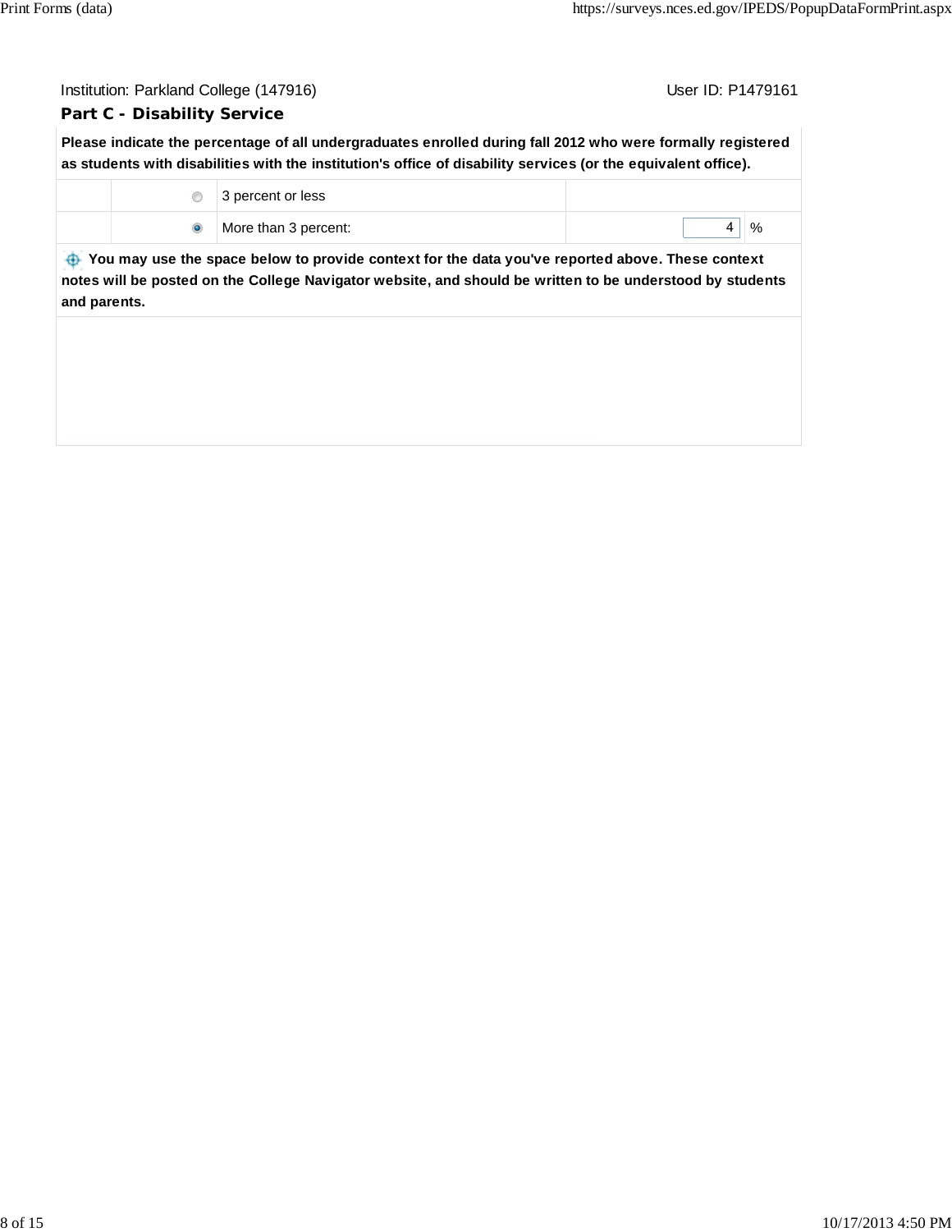Institution: Parkland College (147916)

User ID: P1479161

## Part C - Disability Service

**Please indicate the percentage of all undergraduates enrolled during fall 2012 who were formally registered as students with disabilities with the institution's office of disability services (or the equivalent office).**

| | | | |
|---|---|---|---|
| ○ | 3 percent or less | | |
| ● | More than 3 percent: | 4 | % |

**You may use the space below to provide context for the data you've reported above. These context notes will be posted on the College Navigator website, and should be written to be understood by students and parents.**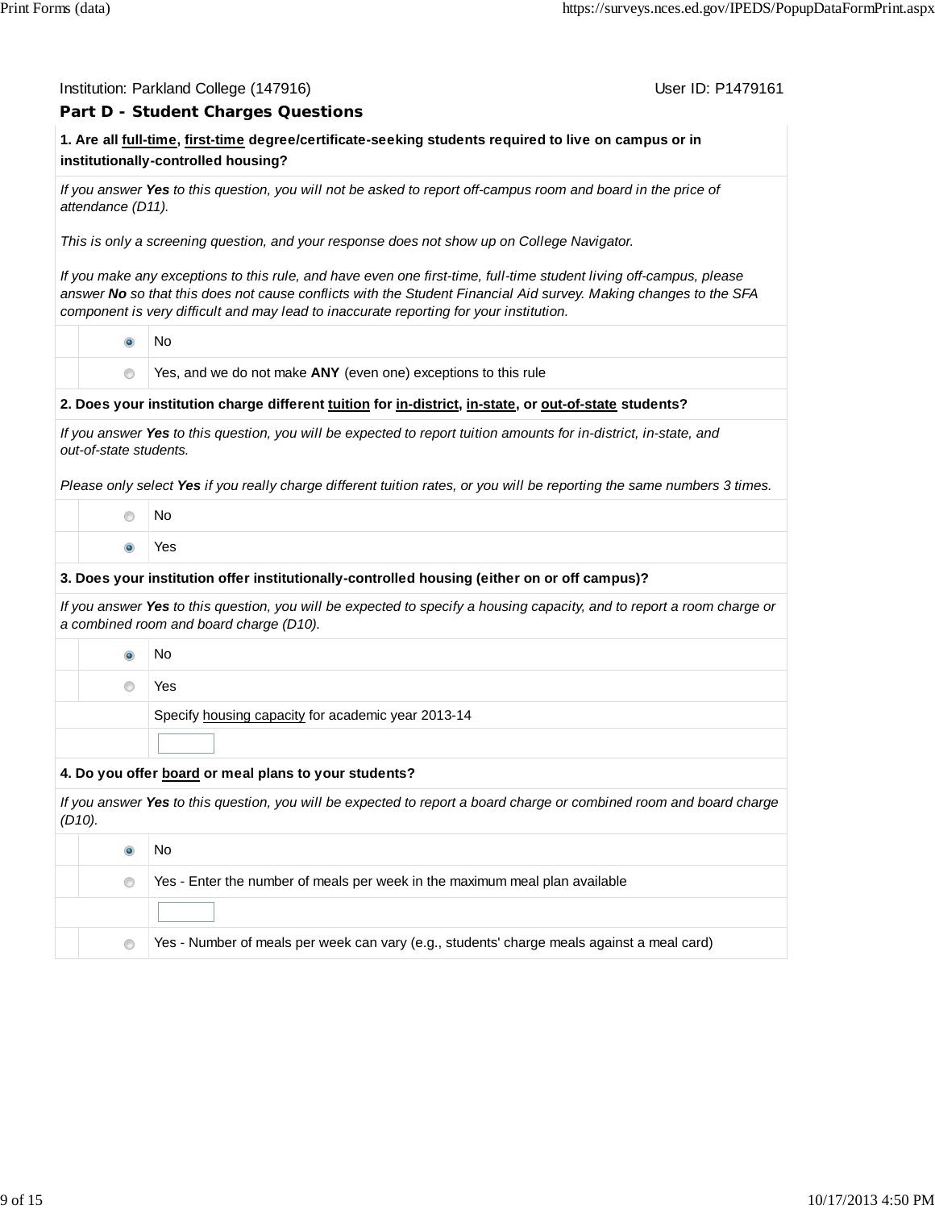Institution: Parkland College (147916) User ID: P1479161

## Part D - Student Charges Questions

**1. Are all full-time, first-time degree/certificate-seeking students required to live on campus or in institutionally-controlled housing?**

*If you answer **Yes** to this question, you will not be asked to report off-campus room and board in the price of attendance (D11).*

*This is only a screening question, and your response does not show up on College Navigator.*

*If you make any exceptions to this rule, and have even one first-time, full-time student living off-campus, please answer **No** so that this does not cause conflicts with the Student Financial Aid survey. Making changes to the SFA component is very difficult and may lead to inaccurate reporting for your institution.*

- (●) No
- ( ) Yes, and we do not make **ANY** (even one) exceptions to this rule

**2. Does your institution charge different tuition for in-district, in-state, or out-of-state students?**

*If you answer **Yes** to this question, you will be expected to report tuition amounts for in-district, in-state, and out-of-state students.*

*Please only select **Yes** if you really charge different tuition rates, or you will be reporting the same numbers 3 times.*

- ( ) No
- (●) Yes

**3. Does your institution offer institutionally-controlled housing (either on or off campus)?**

*If you answer **Yes** to this question, you will be expected to specify a housing capacity, and to report a room charge or a combined room and board charge (D10).*

- (●) No
- ( ) Yes

Specify housing capacity for academic year 2013-14

[ ]

**4. Do you offer board or meal plans to your students?**

*If you answer **Yes** to this question, you will be expected to report a board charge or combined room and board charge (D10).*

- (●) No
- ( ) Yes - Enter the number of meals per week in the maximum meal plan available

[ ]

- ( ) Yes - Number of meals per week can vary (e.g., students' charge meals against a meal card)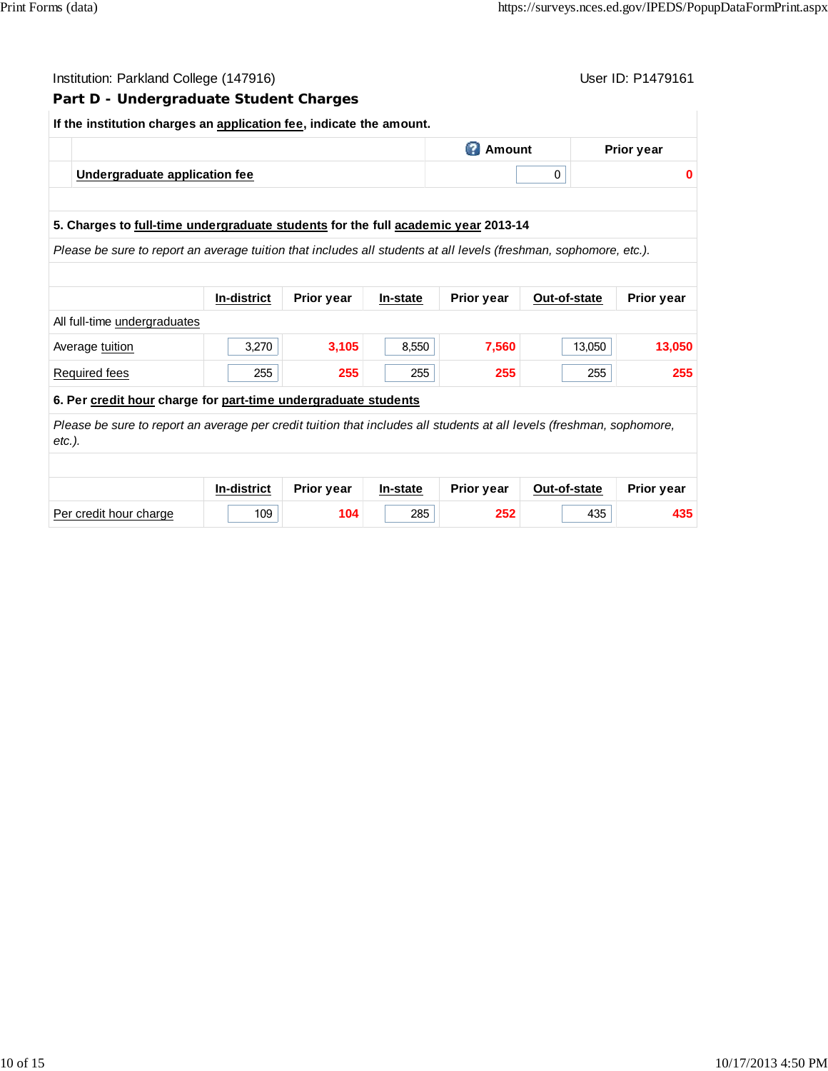Institution: Parkland College (147916) User ID: P1479161

## Part D - Undergraduate Student Charges

**If the institution charges an application fee, indicate the amount.**

| | Amount | Prior year |
|---|---|---|
| **Undergraduate application fee** | 0 | 0 |

**5. Charges to full-time undergraduate students for the full academic year 2013-14**

*Please be sure to report an average tuition that includes all students at all levels (freshman, sophomore, etc.).*

| | In-district | Prior year | In-state | Prior year | Out-of-state | Prior year |
|---|---|---|---|---|---|---|
| All full-time undergraduates | | | | | | |
| Average tuition | 3,270 | 3,105 | 8,550 | 7,560 | 13,050 | 13,050 |
| Required fees | 255 | 255 | 255 | 255 | 255 | 255 |

**6. Per credit hour charge for part-time undergraduate students**

*Please be sure to report an average per credit tuition that includes all students at all levels (freshman, sophomore, etc.).*

| | In-district | Prior year | In-state | Prior year | Out-of-state | Prior year |
|---|---|---|---|---|---|---|
| Per credit hour charge | 109 | 104 | 285 | 252 | 435 | 435 |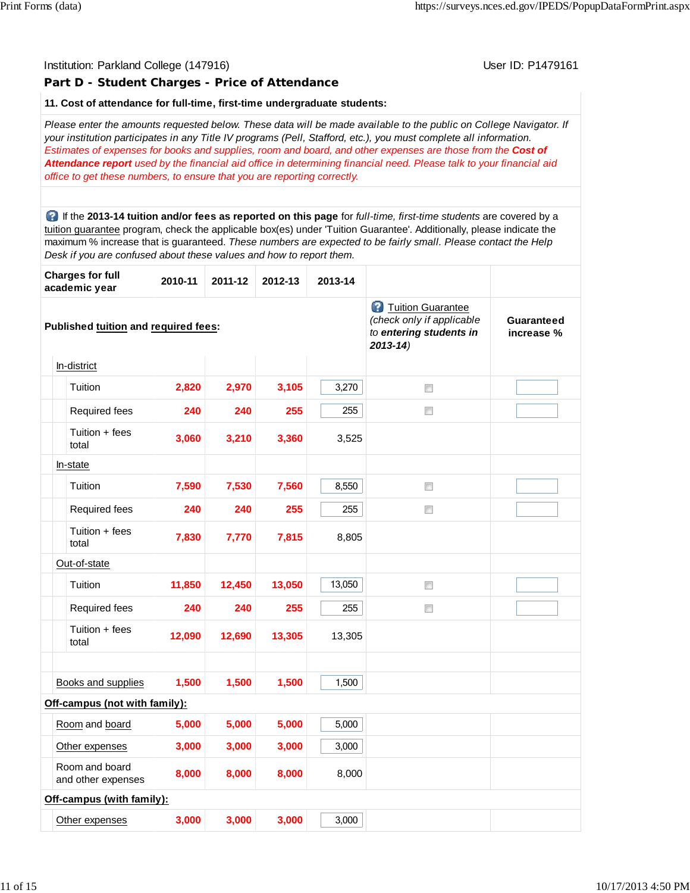Institution: Parkland College (147916) User ID: P1479161

## Part D - Student Charges - Price of Attendance

**11. Cost of attendance for full-time, first-time undergraduate students:**

*Please enter the amounts requested below. These data will be made available to the public on College Navigator. If your institution participates in any Title IV programs (Pell, Stafford, etc.), you must complete all information.*
*Estimates of expenses for books and supplies, room and board, and other expenses are those from the **Cost of Attendance report** used by the financial aid office in determining financial need. Please talk to your financial aid office to get these numbers, to ensure that you are reporting correctly.*

If the **2013-14 tuition and/or fees as reported on this page** for *full-time, first-time students* are covered by a tuition guarantee program, check the applicable box(es) under 'Tuition Guarantee'. Additionally, please indicate the maximum % increase that is guaranteed. *These numbers are expected to be fairly small. Please contact the Help Desk if you are confused about these values and how to report them.*

| Charges for full academic year | 2010-11 | 2011-12 | 2012-13 | 2013-14 | Tuition Guarantee (*check only if applicable to **entering students in 2013-14***) | Guaranteed increase % |
|---|---|---|---|---|---|---|
| **Published tuition and required fees:** | | | | | | |
| In-district | | | | | | |
| Tuition | 2,820 | 2,970 | 3,105 | 3,270 | ☐ | |
| Required fees | 240 | 240 | 255 | 255 | ☐ | |
| Tuition + fees total | 3,060 | 3,210 | 3,360 | 3,525 | | |
| In-state | | | | | | |
| Tuition | 7,590 | 7,530 | 7,560 | 8,550 | ☐ | |
| Required fees | 240 | 240 | 255 | 255 | ☐ | |
| Tuition + fees total | 7,830 | 7,770 | 7,815 | 8,805 | | |
| Out-of-state | | | | | | |
| Tuition | 11,850 | 12,450 | 13,050 | 13,050 | ☐ | |
| Required fees | 240 | 240 | 255 | 255 | ☐ | |
| Tuition + fees total | 12,090 | 12,690 | 13,305 | 13,305 | | |
| | | | | | | |
| Books and supplies | 1,500 | 1,500 | 1,500 | 1,500 | | |
| **Off-campus (not with family):** | | | | | | |
| Room and board | 5,000 | 5,000 | 5,000 | 5,000 | | |
| Other expenses | 3,000 | 3,000 | 3,000 | 3,000 | | |
| Room and board and other expenses | 8,000 | 8,000 | 8,000 | 8,000 | | |
| **Off-campus (with family):** | | | | | | |
| Other expenses | 3,000 | 3,000 | 3,000 | 3,000 | | |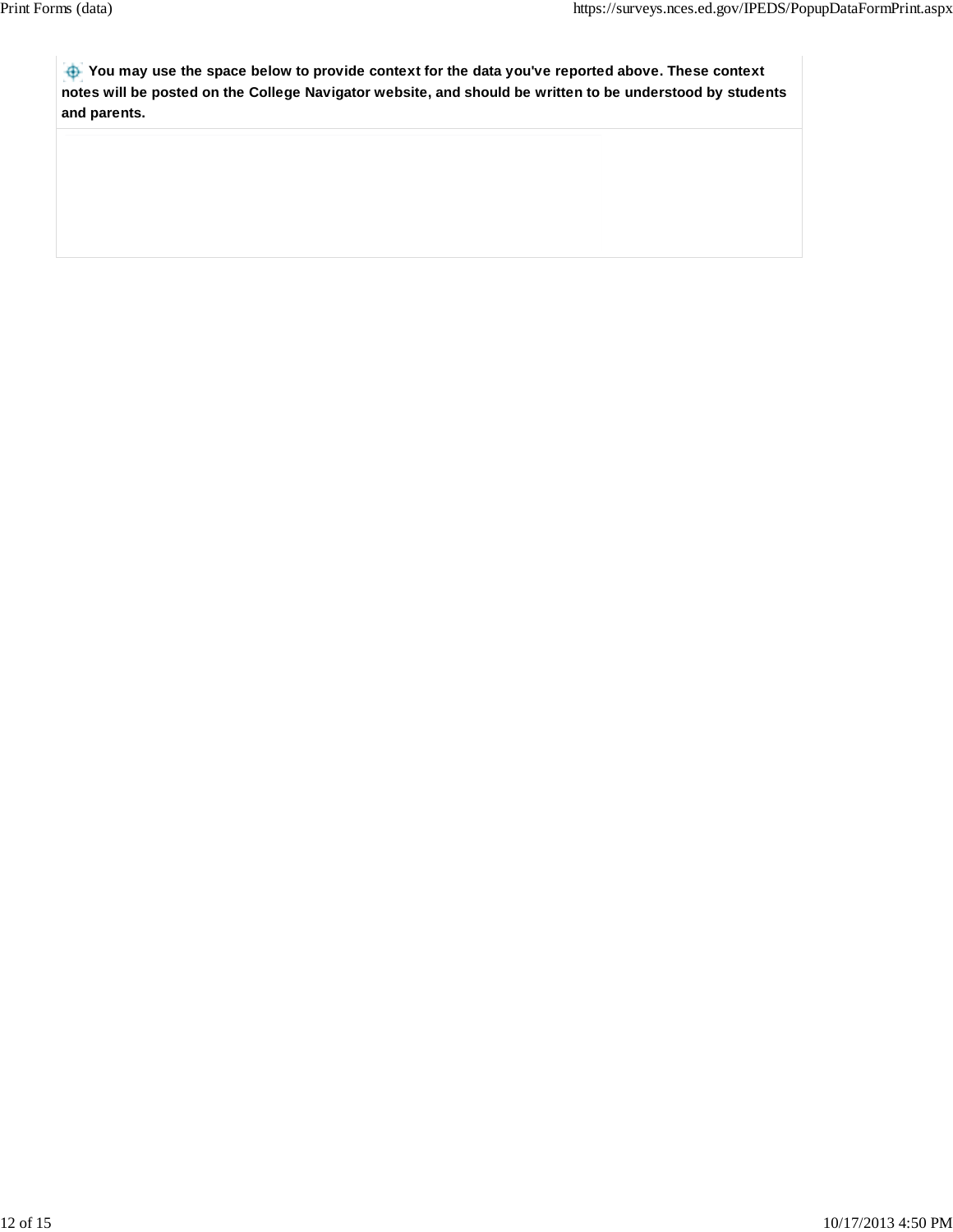**You may use the space below to provide context for the data you've reported above. These context notes will be posted on the College Navigator website, and should be written to be understood by students and parents.**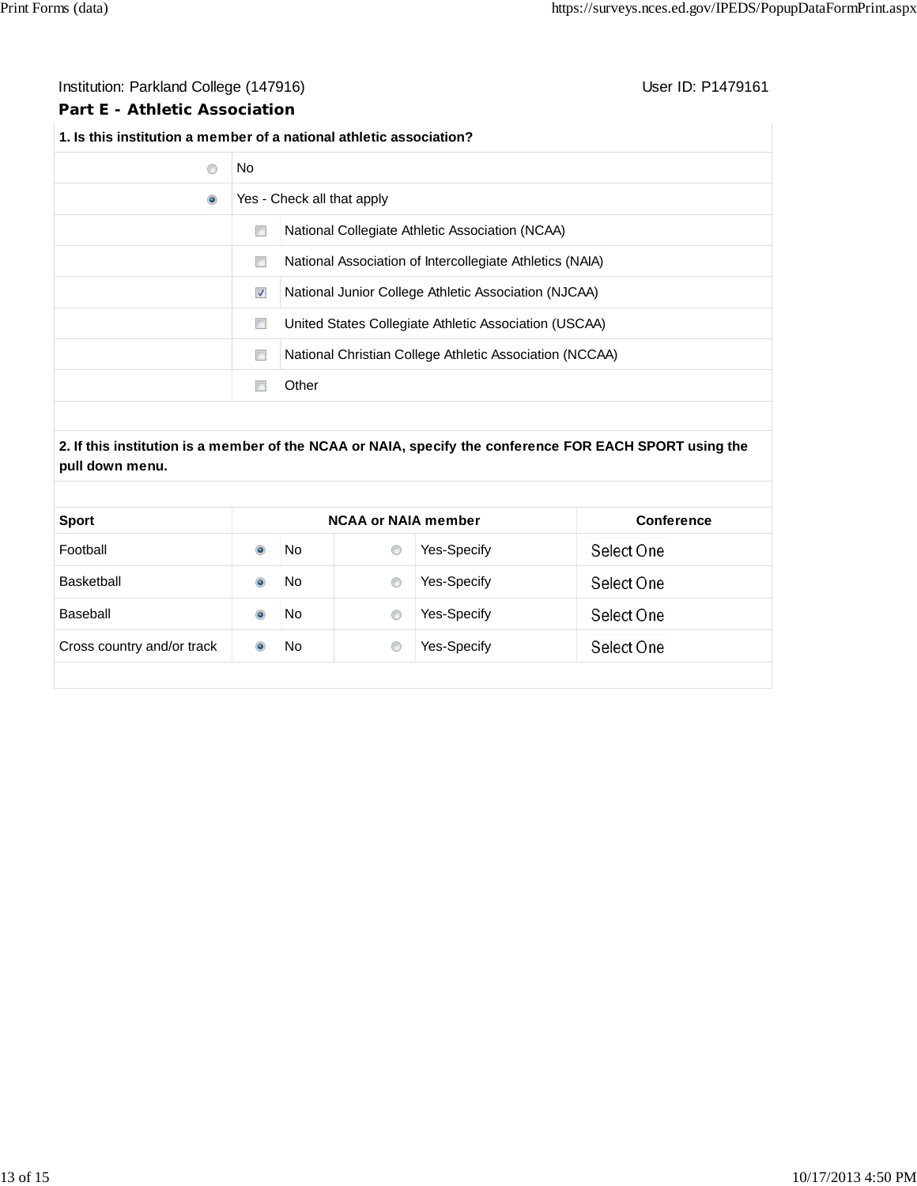Institution: Parkland College (147916) User ID: P1479161

## Part E - Athletic Association

**1. Is this institution a member of a national athletic association?**

| | |
|---|---|
| ○ | No |
| ● | Yes - Check all that apply |
| ☐ | National Collegiate Athletic Association (NCAA) |
| ☐ | National Association of Intercollegiate Athletics (NAIA) |
| ☑ | National Junior College Athletic Association (NJCAA) |
| ☐ | United States Collegiate Athletic Association (USCAA) |
| ☐ | National Christian College Athletic Association (NCCAA) |
| ☐ | Other |

**2. If this institution is a member of the NCAA or NAIA, specify the conference FOR EACH SPORT using the pull down menu.**

| Sport | NCAA or NAIA member | | | | Conference |
|---|---|---|---|---|---|
| Football | ● | No | ○ | Yes-Specify | Select One |
| Basketball | ● | No | ○ | Yes-Specify | Select One |
| Baseball | ● | No | ○ | Yes-Specify | Select One |
| Cross country and/or track | ● | No | ○ | Yes-Specify | Select One |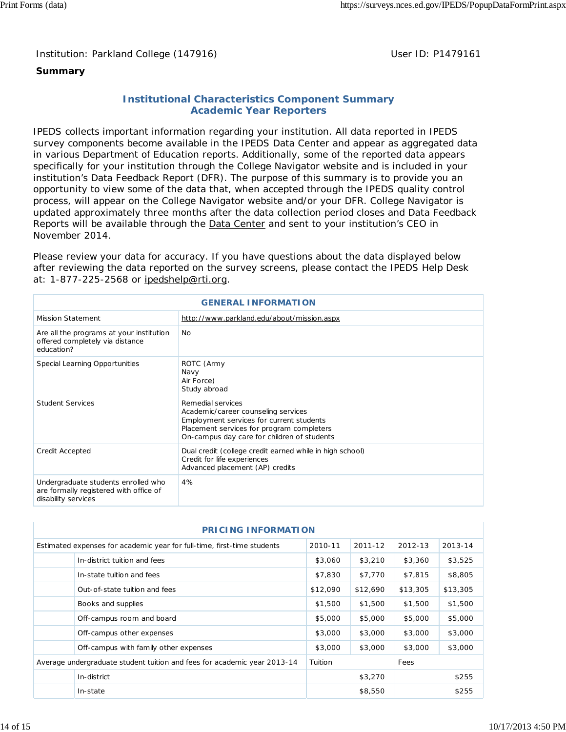Institution: Parkland College (147916) User ID: P1479161

**Summary**

## Institutional Characteristics Component Summary
## Academic Year Reporters

IPEDS collects important information regarding your institution. All data reported in IPEDS survey components become available in the IPEDS Data Center and appear as aggregated data in various Department of Education reports. Additionally, some of the reported data appears specifically for your institution through the College Navigator website and is included in your institution's Data Feedback Report (DFR). The purpose of this summary is to provide you an opportunity to view some of the data that, when accepted through the IPEDS quality control process, will appear on the College Navigator website and/or your DFR. College Navigator is updated approximately three months after the data collection period closes and Data Feedback Reports will be available through the Data Center and sent to your institution's CEO in November 2014.

Please review your data for accuracy. If you have questions about the data displayed below after reviewing the data reported on the survey screens, please contact the IPEDS Help Desk at: 1-877-225-2568 or ipedshelp@rti.org.

| GENERAL INFORMATION | |
|---|---|
| Mission Statement | http://www.parkland.edu/about/mission.aspx |
| Are all the programs at your institution offered completely via distance education? | No |
| Special Learning Opportunities | ROTC (Army<br>Navy<br>Air Force)<br>Study abroad |
| Student Services | Remedial services<br>Academic/career counseling services<br>Employment services for current students<br>Placement services for program completers<br>On-campus day care for children of students |
| Credit Accepted | Dual credit (college credit earned while in high school)<br>Credit for life experiences<br>Advanced placement (AP) credits |
| Undergraduate students enrolled who are formally registered with office of disability services | 4% |

| PRICING INFORMATION | | | | | |
|---|---|---|---|---|---|
| Estimated expenses for academic year for full-time, first-time students | | 2010-11 | 2011-12 | 2012-13 | 2013-14 |
| | In-district tuition and fees | $3,060 | $3,210 | $3,360 | $3,525 |
| | In-state tuition and fees | $7,830 | $7,770 | $7,815 | $8,805 |
| | Out-of-state tuition and fees | $12,090 | $12,690 | $13,305 | $13,305 |
| | Books and supplies | $1,500 | $1,500 | $1,500 | $1,500 |
| | Off-campus room and board | $5,000 | $5,000 | $5,000 | $5,000 |
| | Off-campus other expenses | $3,000 | $3,000 | $3,000 | $3,000 |
| | Off-campus with family other expenses | $3,000 | $3,000 | $3,000 | $3,000 |
| Average undergraduate student tuition and fees for academic year 2013-14 | | Tuition | | Fees | |
| | In-district | | $3,270 | | $255 |
| | In-state | | $8,550 | | $255 |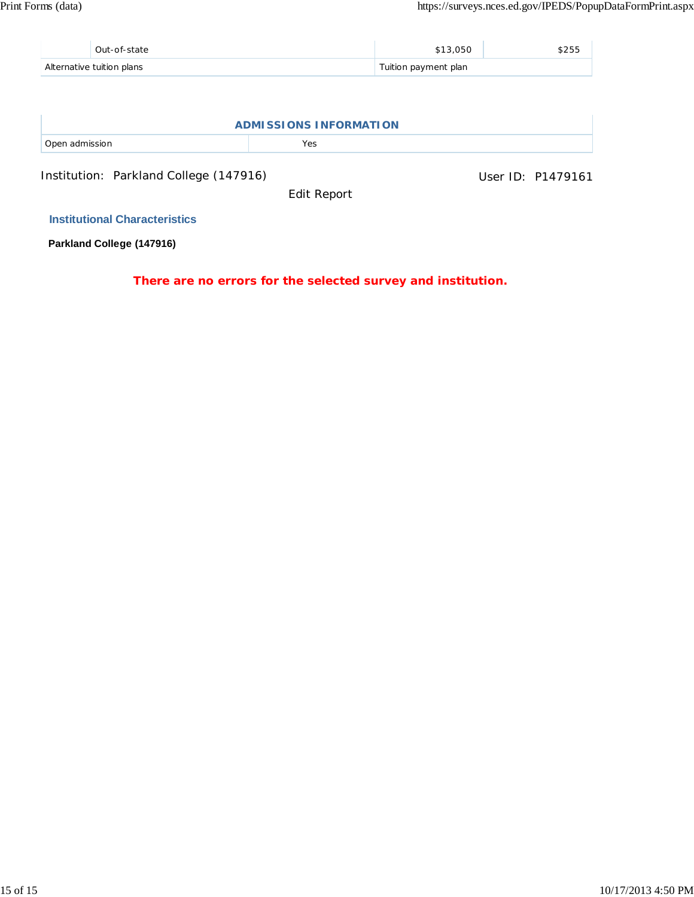| | | | |
|---|---|---|---|
| | Out-of-state | $13,050 | $255 |
| Alternative tuition plans | | Tuition payment plan | |

| ADMISSIONS INFORMATION | |
|---|---|
| Open admission | Yes |

Institution: Parkland College (147916)

User ID: P1479161

Edit Report

### Institutional Characteristics

**Parkland College (147916)**

**There are no errors for the selected survey and institution.**